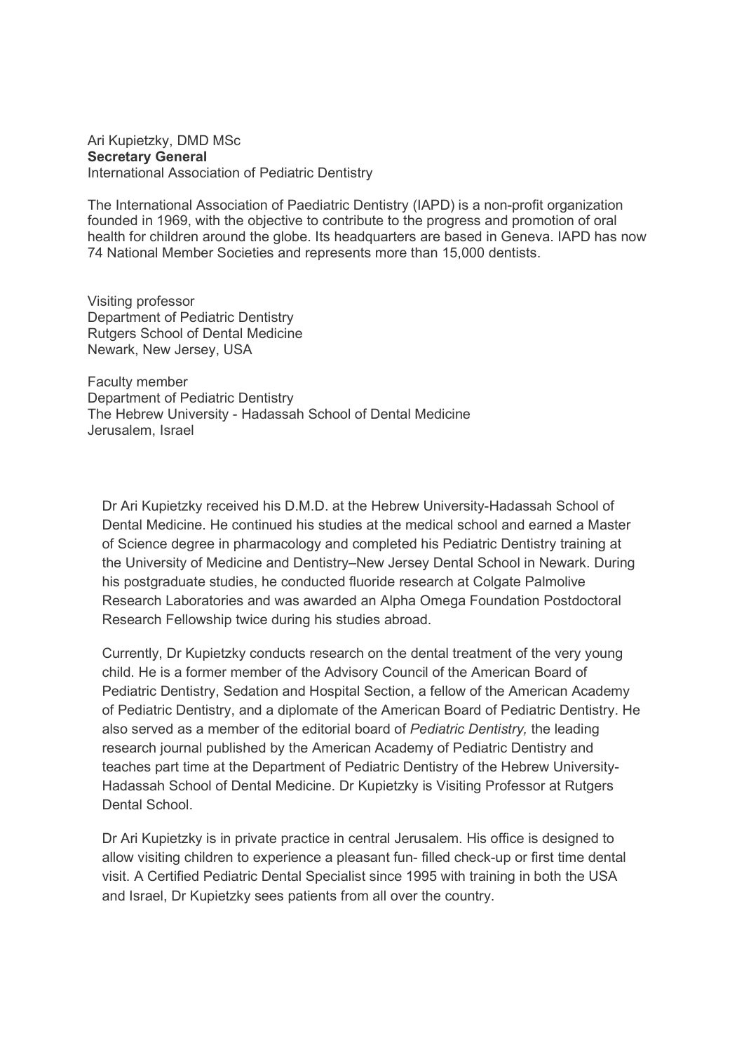Ari Kupietzky, DMD MSc
**Secretary General**
International Association of Pediatric Dentistry

The International Association of Paediatric Dentistry (IAPD) is a non-profit organization founded in 1969, with the objective to contribute to the progress and promotion of oral health for children around the globe. Its headquarters are based in Geneva. IAPD has now 74 National Member Societies and represents more than 15,000 dentists.

Visiting professor
Department of Pediatric Dentistry
Rutgers School of Dental Medicine
Newark, New Jersey, USA

Faculty member
Department of Pediatric Dentistry
The Hebrew University - Hadassah School of Dental Medicine
Jerusalem, Israel

Dr Ari Kupietzky received his D.M.D. at the Hebrew University-Hadassah School of Dental Medicine. He continued his studies at the medical school and earned a Master of Science degree in pharmacology and completed his Pediatric Dentistry training at the University of Medicine and Dentistry–New Jersey Dental School in Newark. During his postgraduate studies, he conducted fluoride research at Colgate Palmolive Research Laboratories and was awarded an Alpha Omega Foundation Postdoctoral Research Fellowship twice during his studies abroad.

Currently, Dr Kupietzky conducts research on the dental treatment of the very young child. He is a former member of the Advisory Council of the American Board of Pediatric Dentistry, Sedation and Hospital Section, a fellow of the American Academy of Pediatric Dentistry, and a diplomate of the American Board of Pediatric Dentistry. He also served as a member of the editorial board of *Pediatric Dentistry,* the leading research journal published by the American Academy of Pediatric Dentistry and teaches part time at the Department of Pediatric Dentistry of the Hebrew University-Hadassah School of Dental Medicine. Dr Kupietzky is Visiting Professor at Rutgers Dental School.

Dr Ari Kupietzky is in private practice in central Jerusalem. His office is designed to allow visiting children to experience a pleasant fun- filled check-up or first time dental visit. A Certified Pediatric Dental Specialist since 1995 with training in both the USA and Israel, Dr Kupietzky sees patients from all over the country.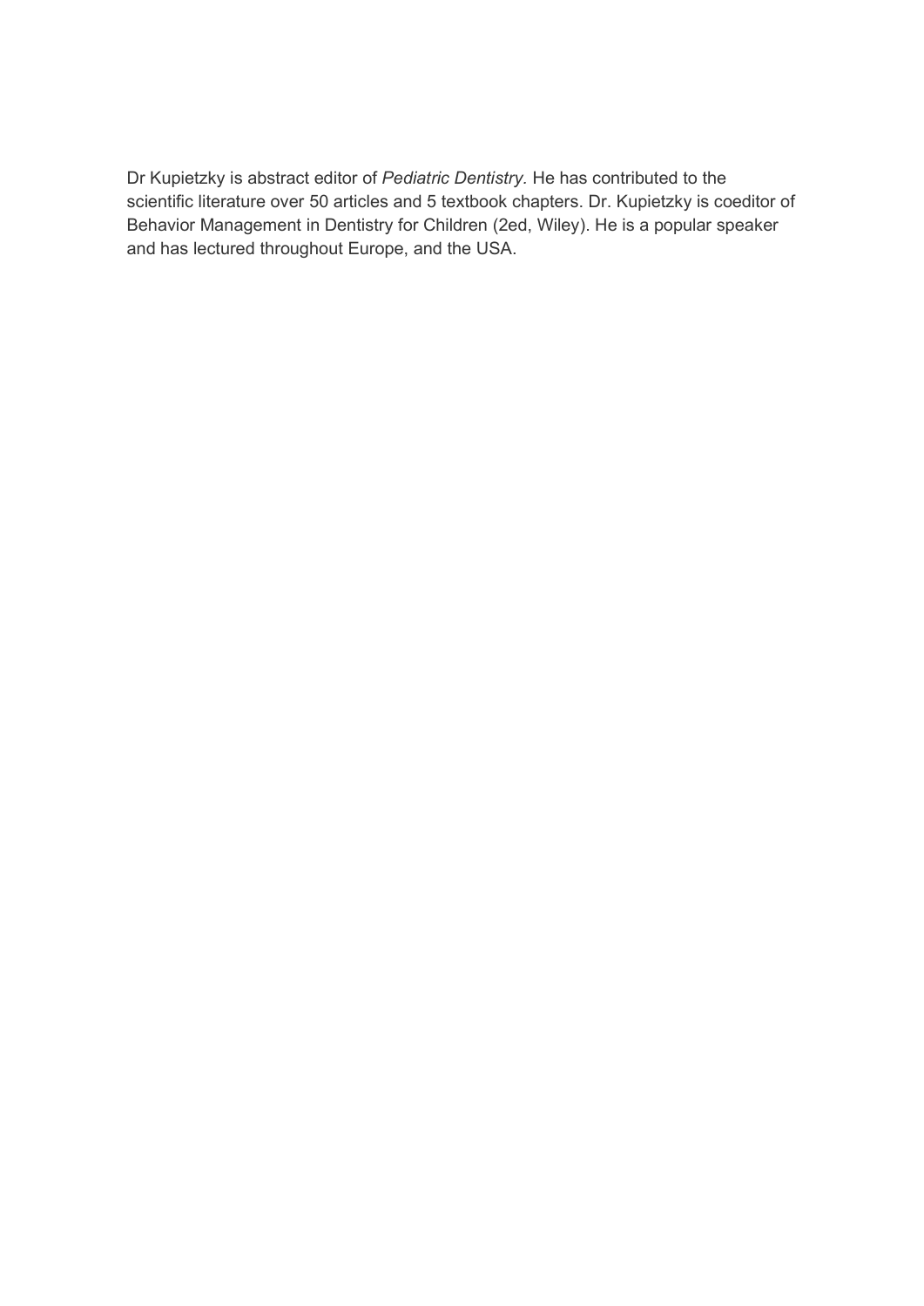Dr Kupietzky is abstract editor of *Pediatric Dentistry*. He has contributed to the scientific literature over 50 articles and 5 textbook chapters. Dr. Kupietzky is coeditor of Behavior Management in Dentistry for Children (2ed, Wiley). He is a popular speaker and has lectured throughout Europe, and the USA.